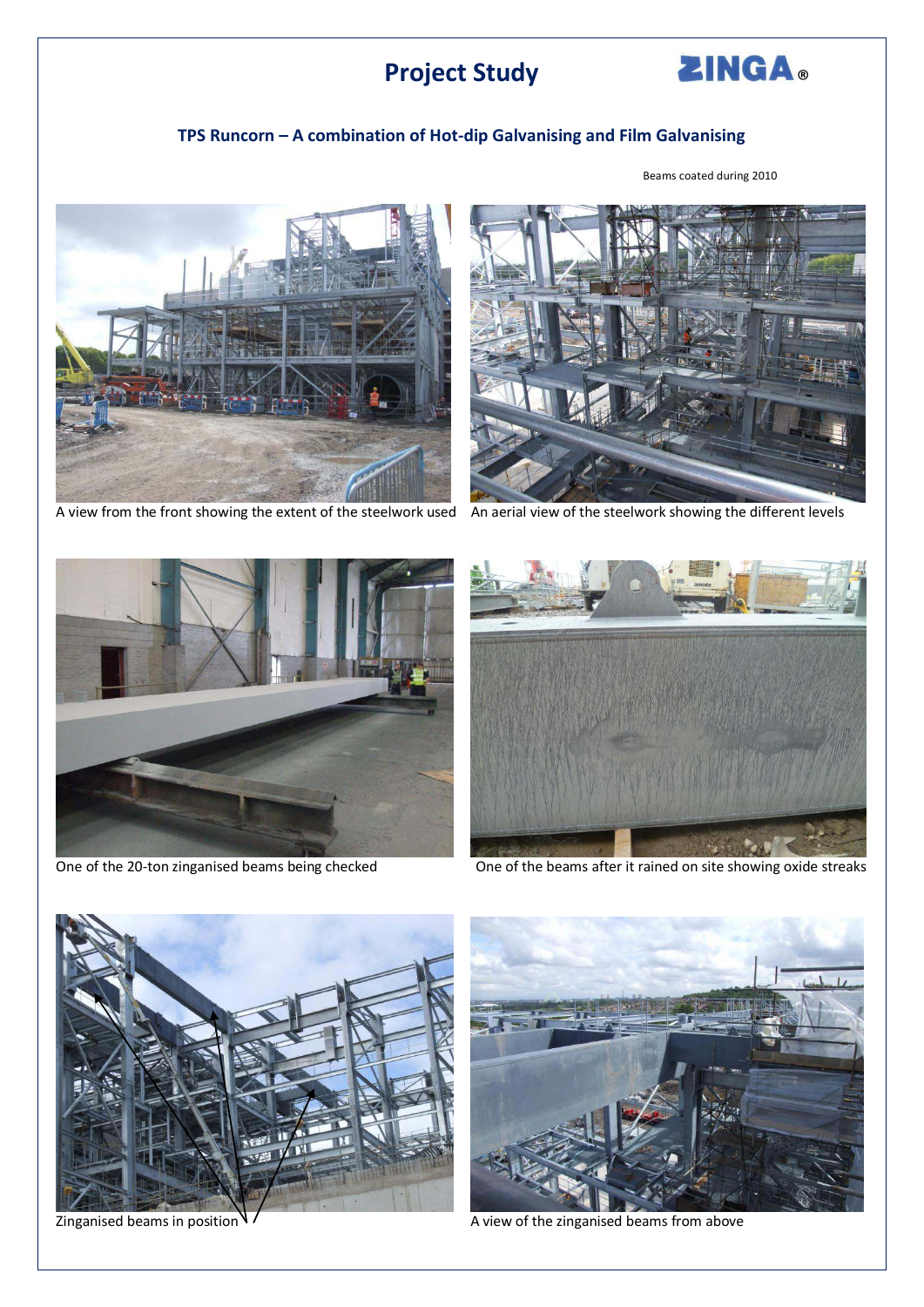# Project Study

ZINGA®

## TPS Runcorn – A combination of Hot-dip Galvanising and Film Galvanising

Beams coated during 2010

A view from the front showing the extent of the steelwork used

An aerial view of the steelwork showing the different levels

One of the 20-ton zinganised beams being checked

One of the beams after it rained on site showing oxide streaks

Zinganised beams in position

A view of the zinganised beams from above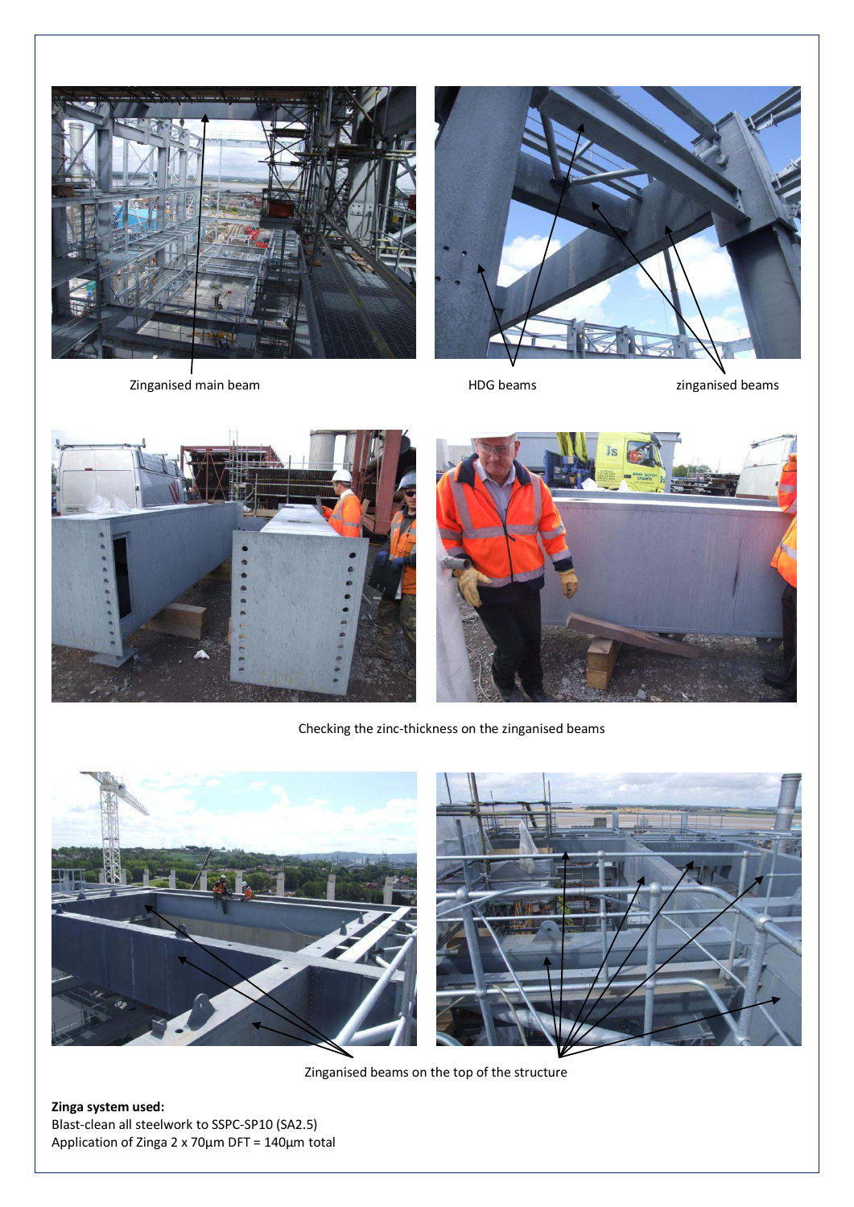Zinganised main beam

HDG beams

zinganised beams

Checking the zinc-thickness on the zinganised beams

Zinganised beams on the top of the structure

**Zinga system used:**
Blast-clean all steelwork to SSPC-SP10 (SA2.5)
Application of Zinga 2 x 70µm DFT = 140µm total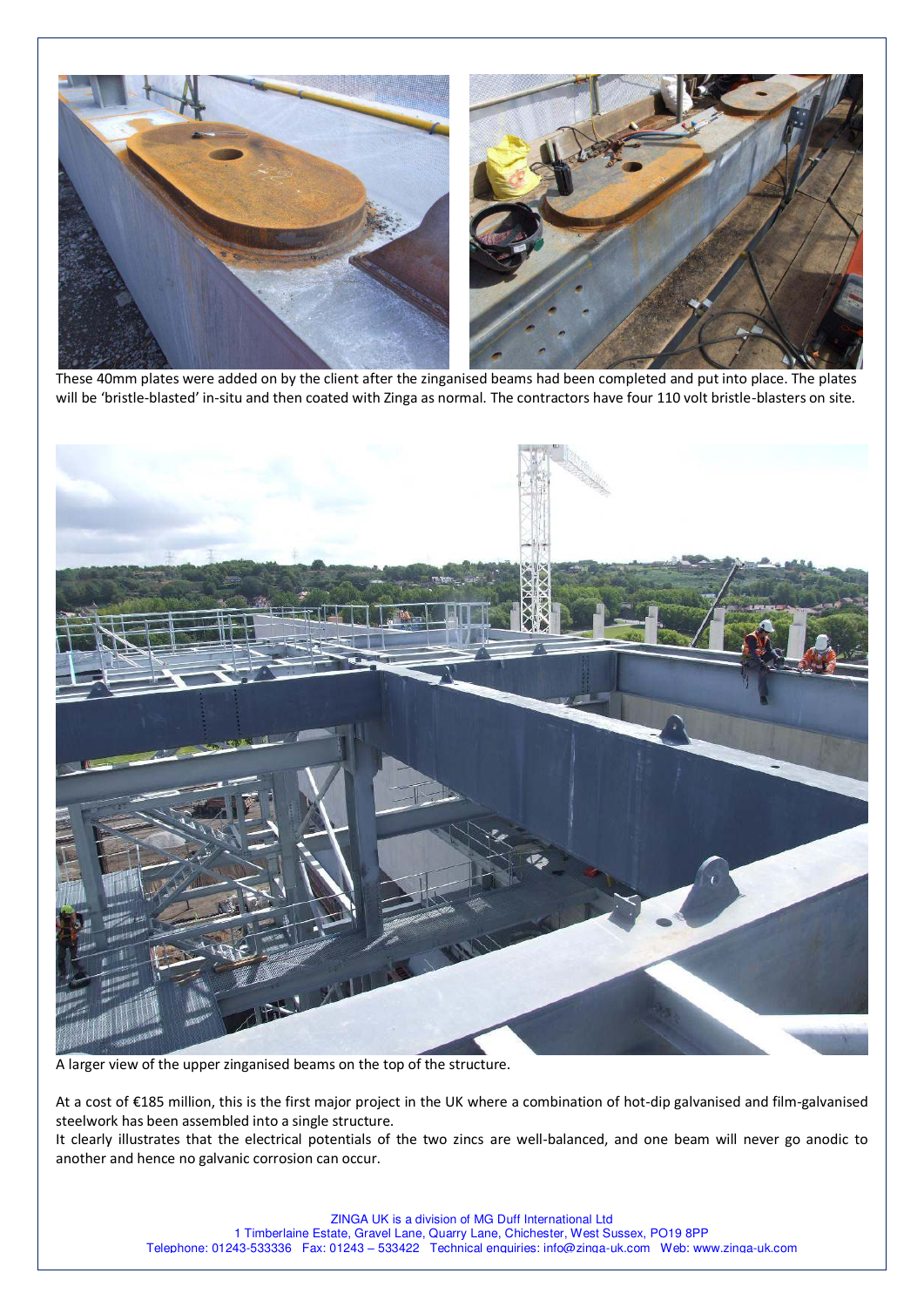These 40mm plates were added on by the client after the zinganised beams had been completed and put into place. The plates will be 'bristle-blasted' in-situ and then coated with Zinga as normal. The contractors have four 110 volt bristle-blasters on site.

A larger view of the upper zinganised beams on the top of the structure.

At a cost of €185 million, this is the first major project in the UK where a combination of hot-dip galvanised and film-galvanised steelwork has been assembled into a single structure.
It clearly illustrates that the electrical potentials of the two zincs are well-balanced, and one beam will never go anodic to another and hence no galvanic corrosion can occur.

ZINGA UK is a division of MG Duff International Ltd
1 Timberlaine Estate, Gravel Lane, Quarry Lane, Chichester, West Sussex, PO19 8PP
Telephone: 01243-533336 Fax: 01243 – 533422 Technical enquiries: info@zinga-uk.com Web: www.zinga-uk.com